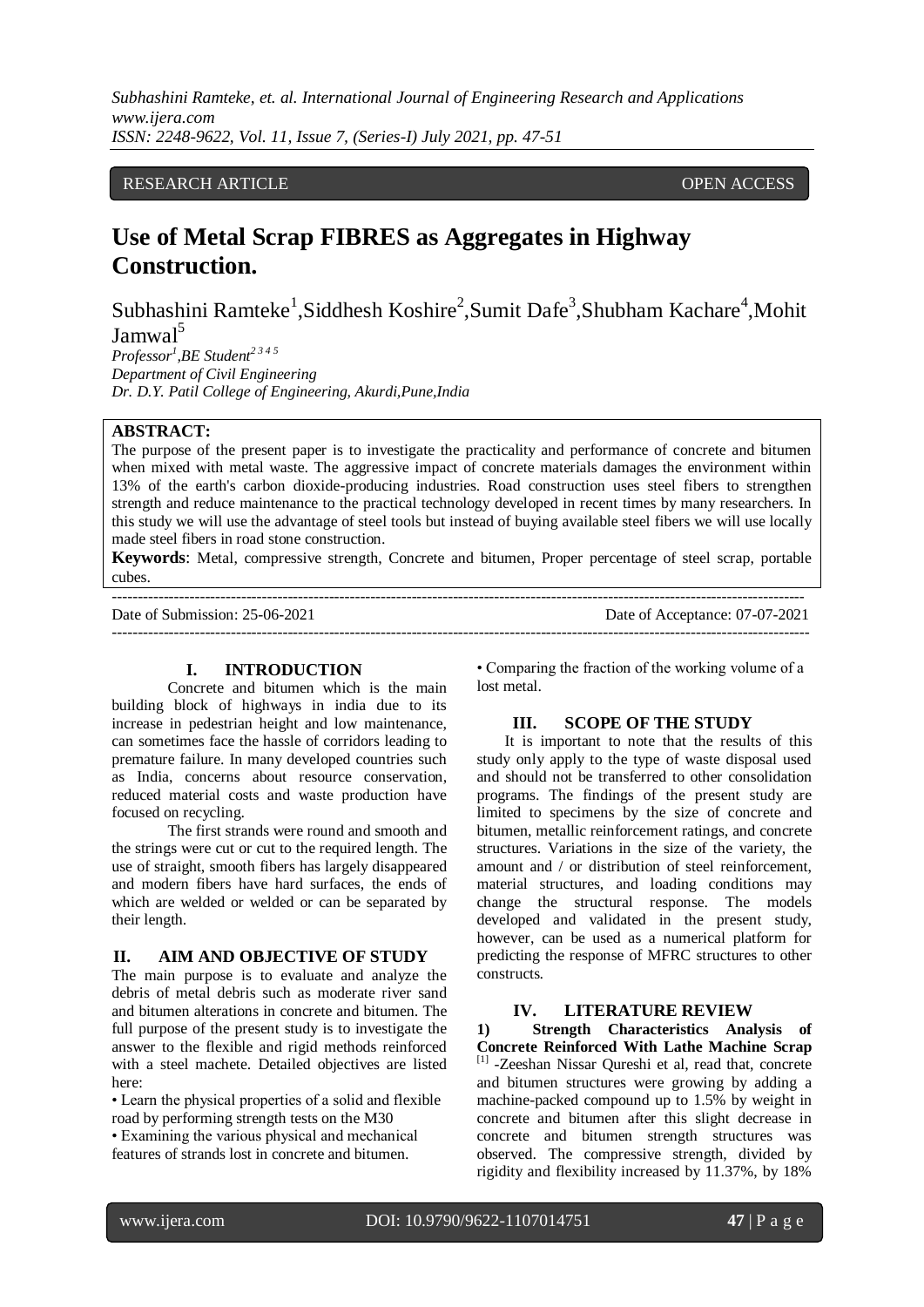RESEARCH ARTICLE OPEN ACCESS

# Use of Metal Scrap FIBRES as Aggregates in Highway Construction.

Subhashini Ramteke[1], Siddhesh Koshire[2], Sumit Dafe[3], Shubham Kachare[4], Mohit Jamwal[5]

*Professor[1], BE Student[2 3 4 5]*
*Department of Civil Engineering*
*Dr. D.Y. Patil College of Engineering, Akurdi, Pune, India*

**ABSTRACT:**
The purpose of the present paper is to investigate the practicality and performance of concrete and bitumen when mixed with metal waste. The aggressive impact of concrete materials damages the environment within 13% of the earth's carbon dioxide-producing industries. Road construction uses steel fibers to strengthen strength and reduce maintenance to the practical technology developed in recent times by many researchers. In this study we will use the advantage of steel tools but instead of buying available steel fibers we will use locally made steel fibers in road stone construction.

**Keywords**: Metal, compressive strength, Concrete and bitumen, Proper percentage of steel scrap, portable cubes.

Date of Submission: 25-06-2021 Date of Acceptance: 07-07-2021

## I. INTRODUCTION

Concrete and bitumen which is the main building block of highways in india due to its increase in pedestrian height and low maintenance, can sometimes face the hassle of corridors leading to premature failure. In many developed countries such as India, concerns about resource conservation, reduced material costs and waste production have focused on recycling.

The first strands were round and smooth and the strings were cut or cut to the required length. The use of straight, smooth fibers has largely disappeared and modern fibers have hard surfaces, the ends of which are welded or welded or can be separated by their length.

## II. AIM AND OBJECTIVE OF STUDY

The main purpose is to evaluate and analyze the debris of metal debris such as moderate river sand and bitumen alterations in concrete and bitumen. The full purpose of the present study is to investigate the answer to the flexible and rigid methods reinforced with a steel machete. Detailed objectives are listed here:

- Learn the physical properties of a solid and flexible road by performing strength tests on the M30
- Examining the various physical and mechanical features of strands lost in concrete and bitumen.
- Comparing the fraction of the working volume of a lost metal.

## III. SCOPE OF THE STUDY

It is important to note that the results of this study only apply to the type of waste disposal used and should not be transferred to other consolidation programs. The findings of the present study are limited to specimens by the size of concrete and bitumen, metallic reinforcement ratings, and concrete structures. Variations in the size of the variety, the amount and / or distribution of steel reinforcement, material structures, and loading conditions may change the structural response. The models developed and validated in the present study, however, can be used as a numerical platform for predicting the response of MFRC structures to other constructs.

## IV. LITERATURE REVIEW

**1) Strength Characteristics Analysis of Concrete Reinforced With Lathe Machine Scrap** [1] -Zeeshan Nissar Qureshi et al, read that, concrete and bitumen structures were growing by adding a machine-packed compound up to 1.5% by weight in concrete and bitumen after this slight decrease in concrete and bitumen strength structures was observed. The compressive strength, divided by rigidity and flexibility increased by 11.37%, by 18%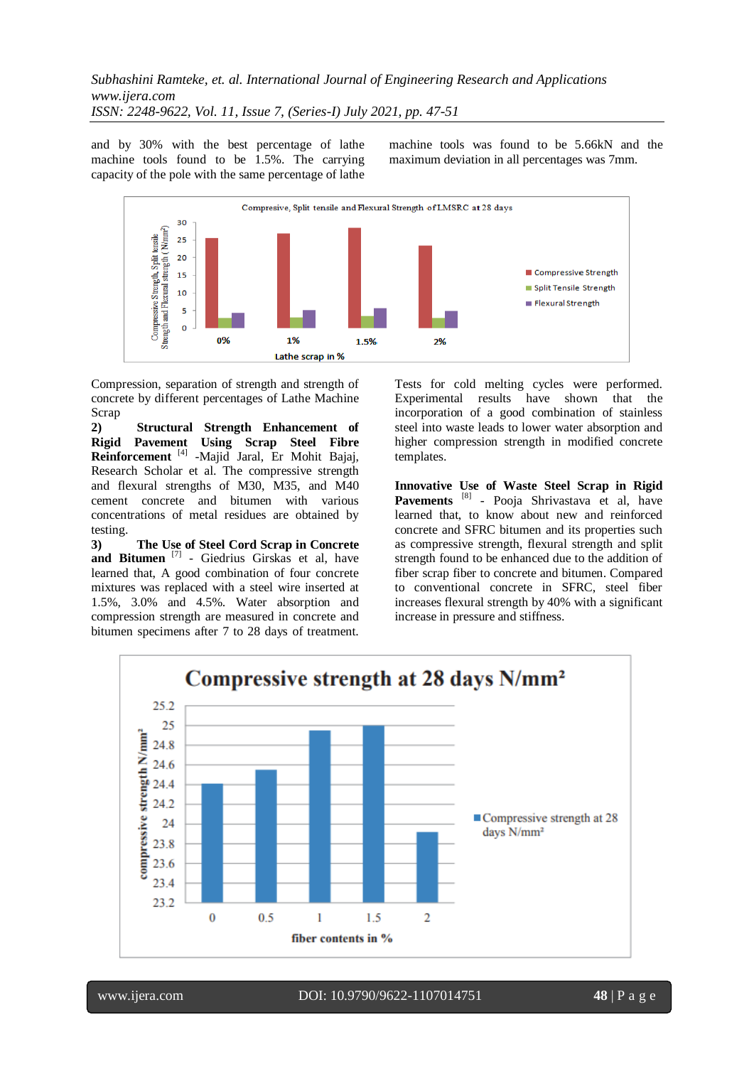and by 30% with the best percentage of lathe machine tools found to be 1.5%. The carrying capacity of the pole with the same percentage of lathe machine tools was found to be 5.66kN and the maximum deviation in all percentages was 7mm.

Compression, separation of strength and strength of concrete by different percentages of Lathe Machine Scrap

**2) Structural Strength Enhancement of Rigid Pavement Using Scrap Steel Fibre Reinforcement** [4] -Majid Jaral, Er Mohit Bajaj, Research Scholar et al. The compressive strength and flexural strengths of M30, M35, and M40 cement concrete and bitumen with various concentrations of metal residues are obtained by testing.

**3) The Use of Steel Cord Scrap in Concrete and Bitumen** [7] - Giedrius Girskas et al, have learned that, A good combination of four concrete mixtures was replaced with a steel wire inserted at 1.5%, 3.0% and 4.5%. Water absorption and compression strength are measured in concrete and bitumen specimens after 7 to 28 days of treatment. Tests for cold melting cycles were performed. Experimental results have shown that the incorporation of a good combination of stainless steel into waste leads to lower water absorption and higher compression strength in modified concrete templates.

**Innovative Use of Waste Steel Scrap in Rigid Pavements** [8] - Pooja Shrivastava et al, have learned that, to know about new and reinforced concrete and SFRC bitumen and its properties such as compressive strength, flexural strength and split strength found to be enhanced due to the addition of fiber scrap fiber to concrete and bitumen. Compared to conventional concrete in SFRC, steel fiber increases flexural strength by 40% with a significant increase in pressure and stiffness.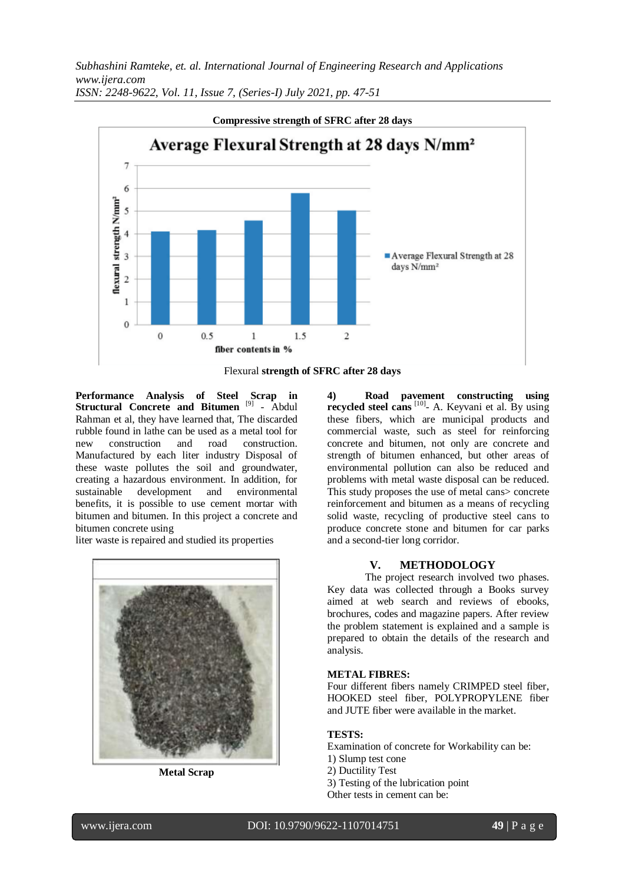**Compressive strength of SFRC after 28 days**

Flexural **strength of SFRC after 28 days**

**Performance Analysis of Steel Scrap in Structural Concrete and Bitumen** [9] - Abdul Rahman et al, they have learned that, The discarded rubble found in lathe can be used as a metal tool for new construction and road construction. Manufactured by each liter industry Disposal of these waste pollutes the soil and groundwater, creating a hazardous environment. In addition, for sustainable development and environmental benefits, it is possible to use cement mortar with bitumen and bitumen. In this project a concrete and bitumen concrete using
liter waste is repaired and studied its properties

**Metal Scrap**

**4) Road pavement constructing using recycled steel cans** [10]- A. Keyvani et al. By using these fibers, which are municipal products and commercial waste, such as steel for reinforcing concrete and bitumen, not only are concrete and strength of bitumen enhanced, but other areas of environmental pollution can also be reduced and problems with metal waste disposal can be reduced. This study proposes the use of metal cans> concrete reinforcement and bitumen as a means of recycling solid waste, recycling of productive steel cans to produce concrete stone and bitumen for car parks and a second-tier long corridor.

## V. METHODOLOGY

The project research involved two phases. Key data was collected through a Books survey aimed at web search and reviews of ebooks, brochures, codes and magazine papers. After review the problem statement is explained and a sample is prepared to obtain the details of the research and analysis.

**METAL FIBRES:**

Four different fibers namely CRIMPED steel fiber, HOOKED steel fiber, POLYPROPYLENE fiber and JUTE fiber were available in the market.

**TESTS:**

Examination of concrete for Workability can be:

1) Slump test cone
2) Ductility Test
3) Testing of the lubrication point

Other tests in cement can be: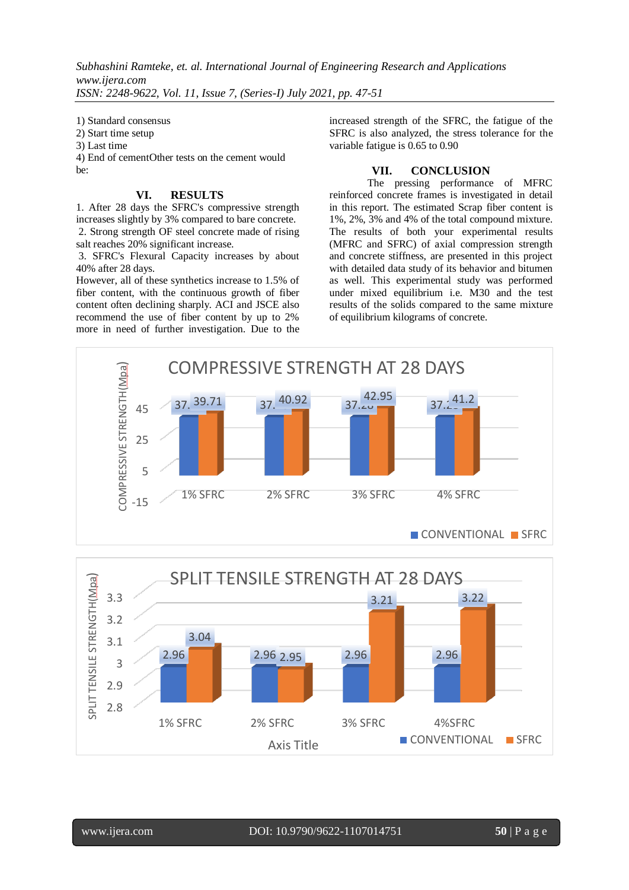1) Standard consensus
2) Start time setup
3) Last time
4) End of cementOther tests on the cement would be:

## VI. RESULTS

1. After 28 days the SFRC's compressive strength increases slightly by 3% compared to bare concrete.
2. Strong strength OF steel concrete made of rising salt reaches 20% significant increase.
3. SFRC's Flexural Capacity increases by about 40% after 28 days.

However, all of these synthetics increase to 1.5% of fiber content, with the continuous growth of fiber content often declining sharply. ACI and JSCE also recommend the use of fiber content by up to 2% more in need of further investigation. Due to the increased strength of the SFRC, the fatigue of the SFRC is also analyzed, the stress tolerance for the variable fatigue is 0.65 to 0.90

## VII. CONCLUSION

The pressing performance of MFRC reinforced concrete frames is investigated in detail in this report. The estimated Scrap fiber content is 1%, 2%, 3% and 4% of the total compound mixture. The results of both your experimental results (MFRC and SFRC) of axial compression strength and concrete stiffness, are presented in this project with detailed data study of its behavior and bitumen as well. This experimental study was performed under mixed equilibrium i.e. M30 and the test results of the solids compared to the same mixture of equilibrium kilograms of concrete.

**COMPRESSIVE STRENGTH AT 28 DAYS**

| | CONVENTIONAL | SFRC |
|---|---|---|
| 1% SFRC | 37. | 39.71 |
| 2% SFRC | 37. | 40.92 |
| 3% SFRC | 37.2 | 42.95 |
| 4% SFRC | 37.2 | 41.2 |

**SPLIT TENSILE STRENGTH AT 28 DAYS**

| | CONVENTIONAL | SFRC |
|---|---|---|
| 1% SFRC | 2.96 | 3.04 |
| 2% SFRC | 2.96 | 2.95 |
| 3% SFRC | 2.96 | 3.21 |
| 4%SFRC | 2.96 | 3.22 |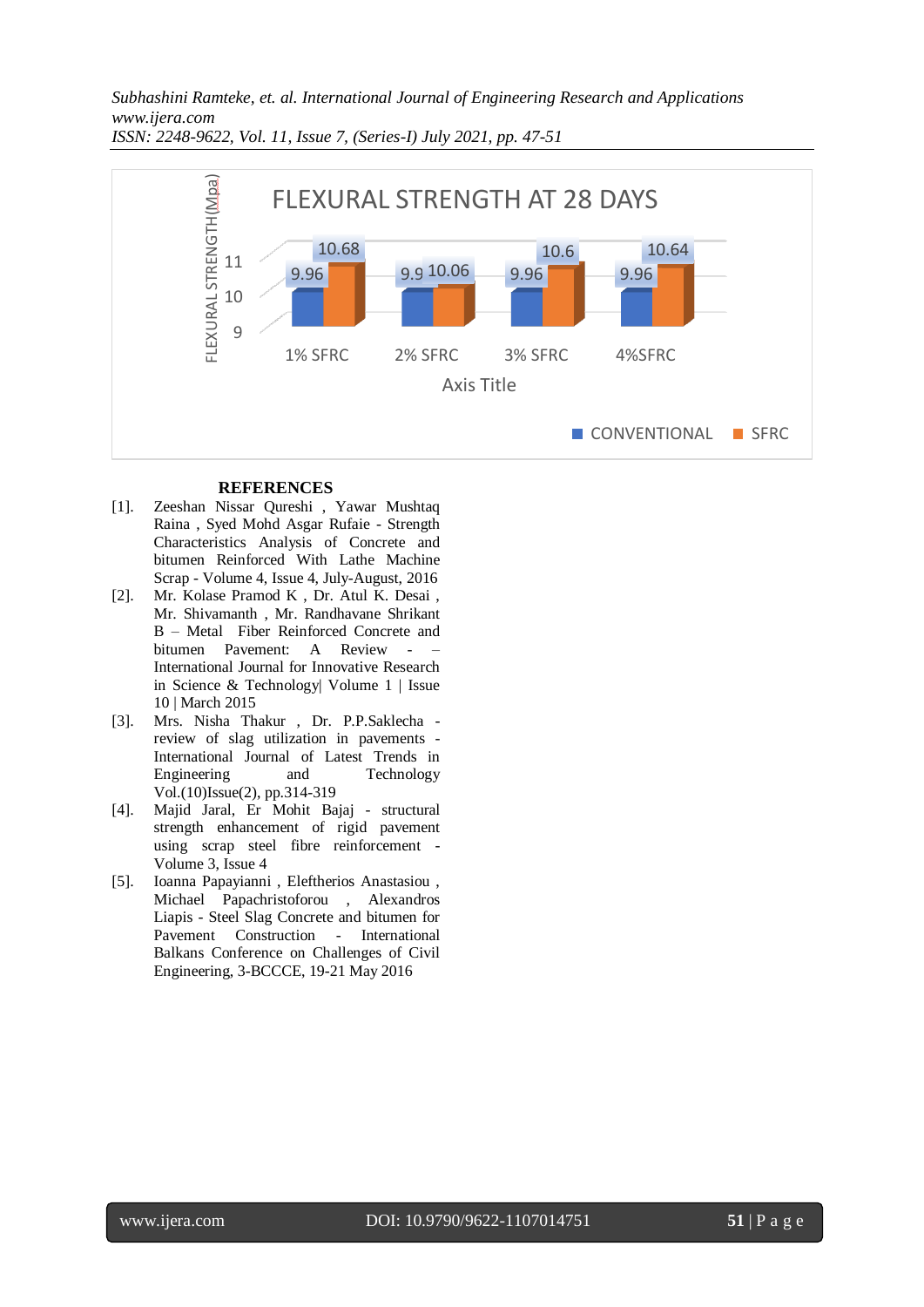FLEXURAL STRENGTH AT 28 DAYS

FLEXURAL STRENGTH(Mpa)

11
10
9

10.68
9.96
9.9
10.06
10.6
9.96
10.64
9.96

1% SFRC
2% SFRC
3% SFRC
4%SFRC

Axis Title

CONVENTIONAL
SFRC

## REFERENCES

[1]. Zeeshan Nissar Qureshi , Yawar Mushtaq Raina , Syed Mohd Asgar Rufaie - Strength Characteristics Analysis of Concrete and bitumen Reinforced With Lathe Machine Scrap - Volume 4, Issue 4, July-August, 2016

[2]. Mr. Kolase Pramod K , Dr. Atul K. Desai , Mr. Shivamanth , Mr. Randhavane Shrikant B – Metal Fiber Reinforced Concrete and bitumen Pavement: A Review - – International Journal for Innovative Research in Science & Technology| Volume 1 | Issue 10 | March 2015

[3]. Mrs. Nisha Thakur , Dr. P.P.Saklecha - review of slag utilization in pavements - International Journal of Latest Trends in Engineering and Technology Vol.(10)Issue(2), pp.314-319

[4]. Majid Jaral, Er Mohit Bajaj - structural strength enhancement of rigid pavement using scrap steel fibre reinforcement - Volume 3, Issue 4

[5]. Ioanna Papayianni , Eleftherios Anastasiou , Michael Papachristoforou , Alexandros Liapis - Steel Slag Concrete and bitumen for Pavement Construction - International Balkans Conference on Challenges of Civil Engineering, 3-BCCCE, 19-21 May 2016